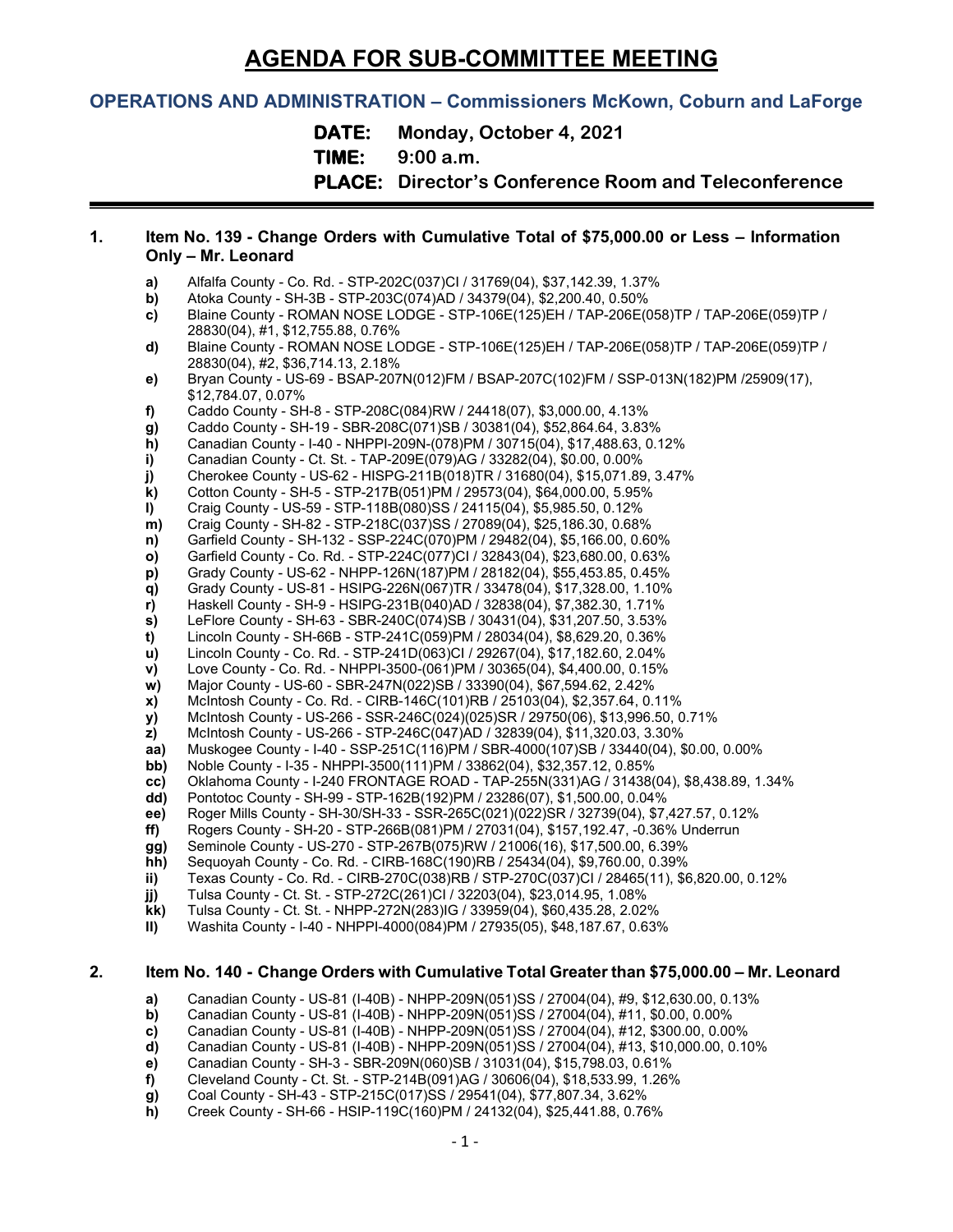# AGENDA FOR SUB-COMMITTEE MEETING

## OPERATIONS AND ADMINISTRATION – Commissioners McKown, Coburn and LaForge

**DATE:** Monday, October 4, 2021

**TIME:** 9:00 a.m.

**PLACE:** Director's Conference Room and Teleconference

---

**1. Item No. 139 - Change Orders with Cumulative Total of $75,000.00 or Less – Information Only – Mr. Leonard**

- **a)** Alfalfa County - Co. Rd. - STP-202C(037)CI / 31769(04), $37,142.39, 1.37%
- **b)** Atoka County - SH-3B - STP-203C(074)AD / 34379(04), $2,200.40, 0.50%
- **c)** Blaine County - ROMAN NOSE LODGE - STP-106E(125)EH / TAP-206E(058)TP / TAP-206E(059)TP / 28830(04), #1, $12,755.88, 0.76%
- **d)** Blaine County - ROMAN NOSE LODGE - STP-106E(125)EH / TAP-206E(058)TP / TAP-206E(059)TP / 28830(04), #2, $36,714.13, 2.18%
- **e)** Bryan County - US-69 - BSAP-207N(012)FM / BSAP-207C(102)FM / SSP-013N(182)PM /25909(17), $12,784.07, 0.07%
- **f)** Caddo County - SH-8 - STP-208C(084)RW / 24418(07), $3,000.00, 4.13%
- **g)** Caddo County - SH-19 - SBR-208C(071)SB / 30381(04), $52,864.64, 3.83%
- **h)** Canadian County - I-40 - NHPPI-209N-(078)PM / 30715(04), $17,488.63, 0.12%
- **i)** Canadian County - Ct. St. - TAP-209E(079)AG / 33282(04), $0.00, 0.00%
- **j)** Cherokee County - US-62 - HISPG-211B(018)TR / 31680(04), $15,071.89, 3.47%
- **k)** Cotton County - SH-5 - STP-217B(051)PM / 29573(04), $64,000.00, 5.95%
- **l)** Craig County - US-59 - STP-118B(080)SS / 24115(04), $5,985.50, 0.12%
- **m)** Craig County - SH-82 - STP-218C(037)SS / 27089(04), $25,186.30, 0.68%
- **n)** Garfield County - SH-132 - SSP-224C(070)PM / 29482(04), $5,166.00, 0.60%
- **o)** Garfield County - Co. Rd. - STP-224C(077)CI / 32843(04), $23,680.00, 0.63%
- **p)** Grady County - US-62 - NHPP-126N(187)PM / 28182(04), $55,453.85, 0.45%
- **q)** Grady County - US-81 - HSIPG-226N(067)TR / 33478(04), $17,328.00, 1.10%
- **r)** Haskell County - SH-9 - HSIPG-231B(040)AD / 32838(04), $7,382.30, 1.71%
- **s)** LeFlore County - SH-63 - SBR-240C(074)SB / 30431(04), $31,207.50, 3.53%
- **t)** Lincoln County - SH-66B - STP-241C(059)PM / 28034(04), $8,629.20, 0.36%
- **u)** Lincoln County - Co. Rd. - STP-241D(063)CI / 29267(04), $17,182.60, 2.04%
- **v)** Love County - Co. Rd. - NHPPI-3500-(061)PM / 30365(04), $4,400.00, 0.15%
- **w)** Major County - US-60 - SBR-247N(022)SB / 33390(04), $67,594.62, 2.42%
- **x)** McIntosh County - Co. Rd. - CIRB-146C(101)RB / 25103(04), $2,357.64, 0.11%
- **y)** McIntosh County - US-266 - SSR-246C(024)(025)SR / 29750(06), $13,996.50, 0.71%
- **z)** McIntosh County - US-266 - STP-246C(047)AD / 32839(04), $11,320.03, 3.30%
- **aa)** Muskogee County - I-40 - SSP-251C(116)PM / SBR-4000(107)SB / 33440(04), $0.00, 0.00%
- **bb)** Noble County - I-35 - NHPPI-3500(111)PM / 33862(04), $32,357.12, 0.85%
- **cc)** Oklahoma County - I-240 FRONTAGE ROAD - TAP-255N(331)AG / 31438(04), $8,438.89, 1.34%
- **dd)** Pontotoc County - SH-99 - STP-162B(192)PM / 23286(07), $1,500.00, 0.04%
- **ee)** Roger Mills County - SH-30/SH-33 - SSR-265C(021)(022)SR / 32739(04), $7,427.57, 0.12%
- **ff)** Rogers County - SH-20 - STP-266B(081)PM / 27031(04), $157,192.47, -0.36% Underrun
- **gg)** Seminole County - US-270 - STP-267B(075)RW / 21006(16), $17,500.00, 6.39%
- **hh)** Sequoyah County - Co. Rd. - CIRB-168C(190)RB / 25434(04), $9,760.00, 0.39%
- **ii)** Texas County - Co. Rd. - CIRB-270C(038)RB / STP-270C(037)CI / 28465(11), $6,820.00, 0.12%
- **jj)** Tulsa County - Ct. St. - STP-272C(261)CI / 32203(04), $23,014.95, 1.08%
- **kk)** Tulsa County - Ct. St. - NHPP-272N(283)IG / 33959(04), $60,435.28, 2.02%
- **ll)** Washita County - I-40 - NHPPI-4000(084)PM / 27935(05), $48,187.67, 0.63%

**2. Item No. 140 - Change Orders with Cumulative Total Greater than $75,000.00 – Mr. Leonard**

- **a)** Canadian County - US-81 (I-40B) - NHPP-209N(051)SS / 27004(04), #9, $12,630.00, 0.13%
- **b)** Canadian County - US-81 (I-40B) - NHPP-209N(051)SS / 27004(04), #11, $0.00, 0.00%
- **c)** Canadian County - US-81 (I-40B) - NHPP-209N(051)SS / 27004(04), #12, $300.00, 0.00%
- **d)** Canadian County - US-81 (I-40B) - NHPP-209N(051)SS / 27004(04), #13, $10,000.00, 0.10%
- **e)** Canadian County - SH-3 - SBR-209N(060)SB / 31031(04), $15,798.03, 0.61%
- **f)** Cleveland County - Ct. St. - STP-214B(091)AG / 30606(04), $18,533.99, 1.26%
- **g)** Coal County - SH-43 - STP-215C(017)SS / 29541(04), $77,807.34, 3.62%
- **h)** Creek County - SH-66 - HSIP-119C(160)PM / 24132(04), $25,441.88, 0.76%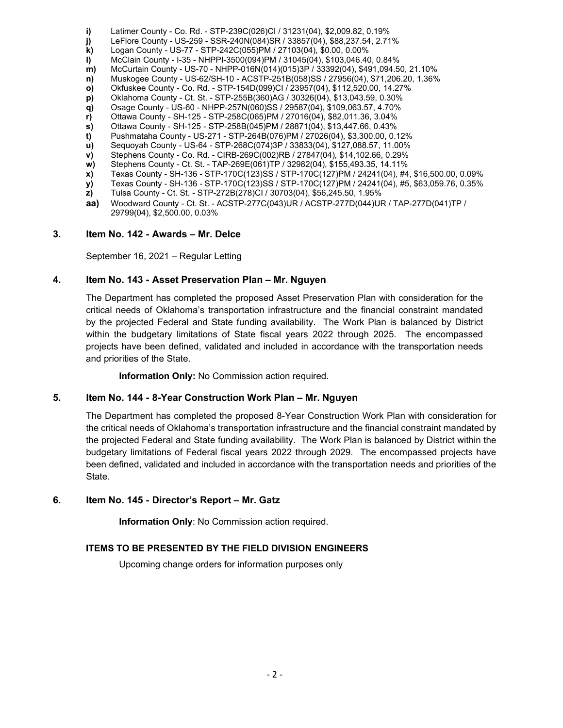- **i)** Latimer County - Co. Rd. - STP-239C(026)CI / 31231(04), $2,009.82, 0.19%
- **j)** LeFlore County - US-259 - SSR-240N(084)SR / 33857(04), $88,237.54, 2.71%
- **k)** Logan County - US-77 - STP-242C(055)PM / 27103(04), $0.00, 0.00%
- **l)** McClain County - I-35 - NHPPI-3500(094)PM / 31045(04), $103,046.40, 0.84%
- **m)** McCurtain County - US-70 - NHPP-016N(014)(015)3P / 33392(04), $491,094.50, 21.10%
- **n)** Muskogee County - US-62/SH-10 - ACSTP-251B(058)SS / 27956(04), $71,206.20, 1.36%
- **o)** Okfuskee County - Co. Rd. - STP-154D(099)CI / 23957(04), $112,520.00, 14.27%
- **p)** Oklahoma County - Ct. St. - STP-255B(360)AG / 30326(04), $13,043.59, 0.30%
- **q)** Osage County - US-60 - NHPP-257N(060)SS / 29587(04), $109,063.57, 4.70%
- **r)** Ottawa County - SH-125 - STP-258C(065)PM / 27016(04), $82,011.36, 3.04%
- **s)** Ottawa County - SH-125 - STP-258B(045)PM / 28871(04), $13,447.66, 0.43%
- **t)** Pushmataha County - US-271 - STP-264B(076)PM / 27026(04), $3,300.00, 0.12%
- **u)** Sequoyah County - US-64 - STP-268C(074)3P / 33833(04), $127,088.57, 11.00%
- **v)** Stephens County - Co. Rd. - CIRB-269C(002)RB / 27847(04), $14,102.66, 0.29%
- **w)** Stephens County - Ct. St. - TAP-269E(061)TP / 32982(04), $155,493.35, 14.11%
- **x)** Texas County - SH-136 - STP-170C(123)SS / STP-170C(127)PM / 24241(04), #4, $16,500.00, 0.09%
- **y)** Texas County - SH-136 - STP-170C(123)SS / STP-170C(127)PM / 24241(04), #5, $63,059.76, 0.35%
- **z)** Tulsa County - Ct. St. - STP-272B(278)CI / 30703(04), $56,245.50, 1.95%
- **aa)** Woodward County - Ct. St. - ACSTP-277C(043)UR / ACSTP-277D(044)UR / TAP-277D(041)TP / 29799(04), $2,500.00, 0.03%

### 3. Item No. 142 - Awards – Mr. Delce

September 16, 2021 – Regular Letting

### 4. Item No. 143 - Asset Preservation Plan – Mr. Nguyen

The Department has completed the proposed Asset Preservation Plan with consideration for the critical needs of Oklahoma's transportation infrastructure and the financial constraint mandated by the projected Federal and State funding availability. The Work Plan is balanced by District within the budgetary limitations of State fiscal years 2022 through 2025. The encompassed projects have been defined, validated and included in accordance with the transportation needs and priorities of the State.

**Information Only:** No Commission action required.

### 5. Item No. 144 - 8-Year Construction Work Plan – Mr. Nguyen

The Department has completed the proposed 8-Year Construction Work Plan with consideration for the critical needs of Oklahoma's transportation infrastructure and the financial constraint mandated by the projected Federal and State funding availability. The Work Plan is balanced by District within the budgetary limitations of Federal fiscal years 2022 through 2029. The encompassed projects have been defined, validated and included in accordance with the transportation needs and priorities of the State.

### 6. Item No. 145 - Director's Report – Mr. Gatz

**Information Only**: No Commission action required.

#### ITEMS TO BE PRESENTED BY THE FIELD DIVISION ENGINEERS

Upcoming change orders for information purposes only